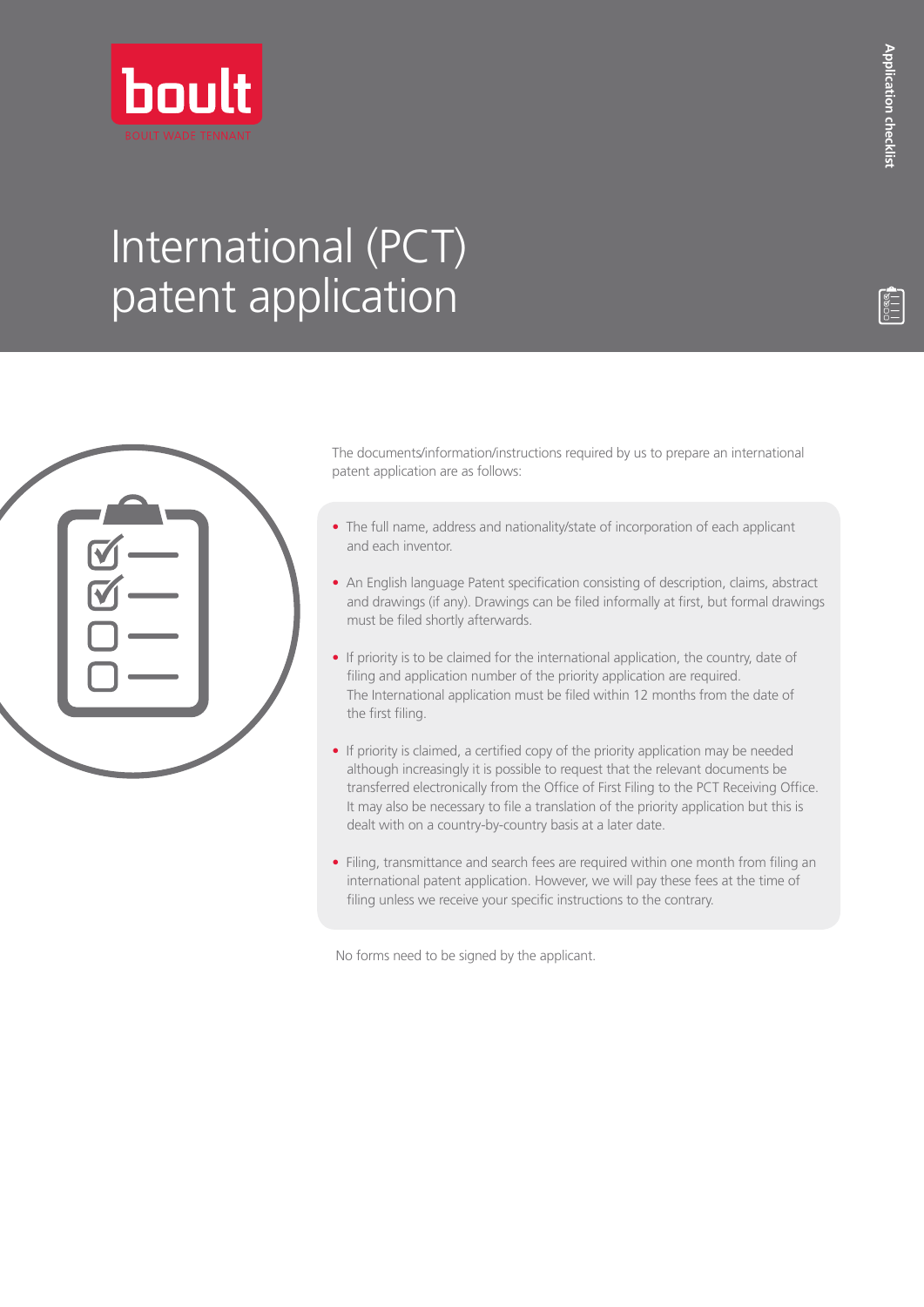# International (PCT) patent application

The documents/information/instructions required by us to prepare an international patent application are as follows:

- The full name, address and nationality/state of incorporation of each applicant and each inventor.
- An English language Patent specification consisting of description, claims, abstract and drawings (if any). Drawings can be filed informally at first, but formal drawings must be filed shortly afterwards.
- If priority is to be claimed for the international application, the country, date of filing and application number of the priority application are required. The International application must be filed within 12 months from the date of the first filing.
- If priority is claimed, a certified copy of the priority application may be needed although increasingly it is possible to request that the relevant documents be transferred electronically from the Office of First Filing to the PCT Receiving Office. It may also be necessary to file a translation of the priority application but this is dealt with on a country-by-country basis at a later date.
- Filing, transmittance and search fees are required within one month from filing an international patent application. However, we will pay these fees at the time of filing unless we receive your specific instructions to the contrary.

No forms need to be signed by the applicant.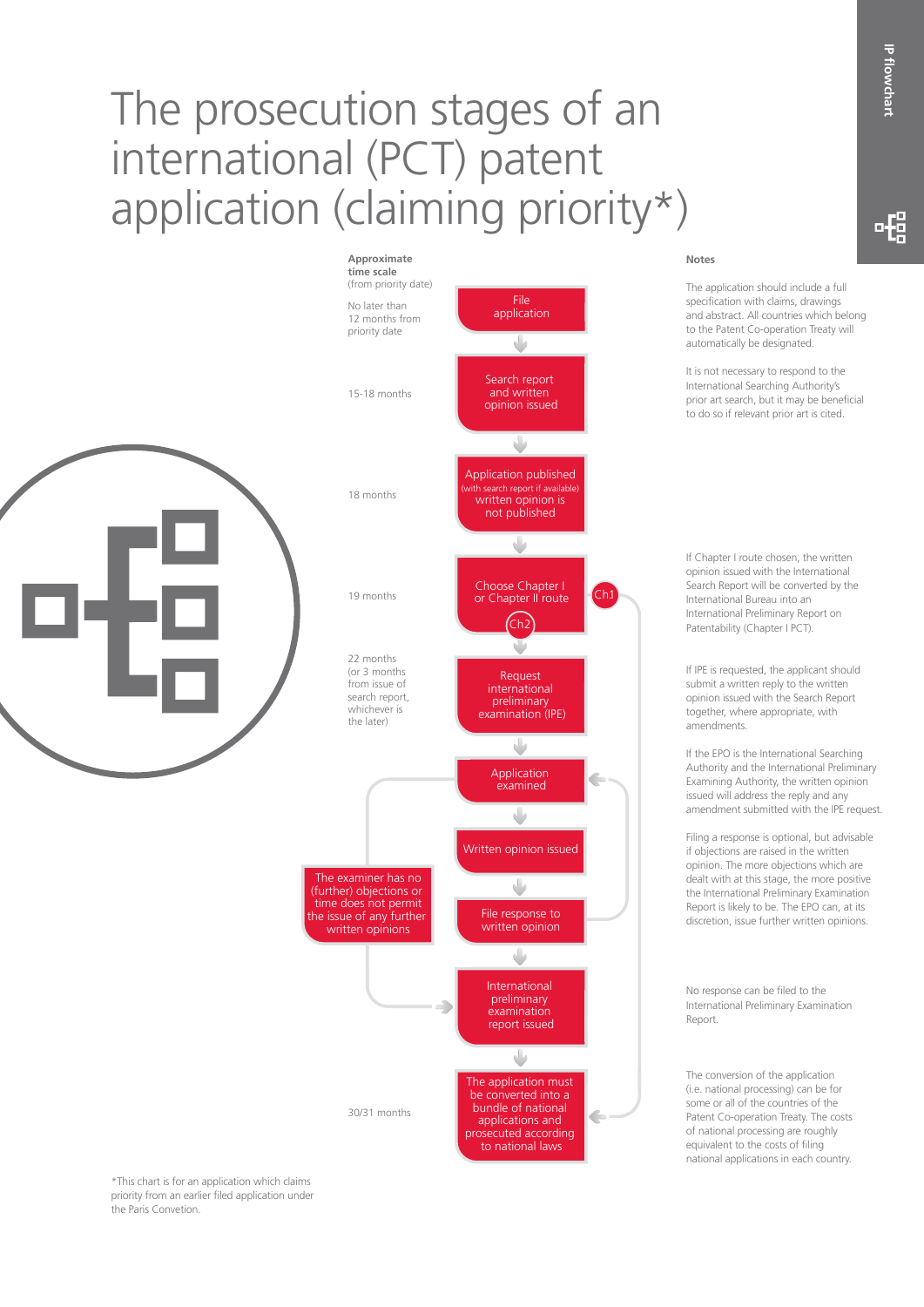# The prosecution stages of an international (PCT) patent application (claiming priority*)

| Approximate time scale (from priority date) | Stage | Notes |
|---|---|---|
| No later than 12 months from priority date | File application | The application should include a full specification with claims, drawings and abstract. All countries which belong to the Patent Co-operation Treaty will automatically be designated. |
| 15-18 months | Search report and written opinion issued | It is not necessary to respond to the International Searching Authority's prior art search, but it may be beneficial to do so if relevant prior art is cited. |
| 18 months | Application published (with search report if available) written opinion is not published | |
| 19 months | Choose Chapter I or Chapter II route (Ch1 / Ch2) | If Chapter I route chosen, the written opinion issued with the International Search Report will be converted by the International Bureau into an International Preliminary Report on Patentability (Chapter I PCT). |
| 22 months (or 3 months from issue of search report, whichever is the later) | Request international preliminary examination (IPE) | If IPE is requested, the applicant should submit a written reply to the written opinion issued with the Search Report together, where appropriate, with amendments. |
| | Application examined | If the EPO is the International Searching Authority and the International Preliminary Examining Authority, the written opinion issued will address the reply and any amendment submitted with the IPE request. |
| | Written opinion issued | |
| | File response to written opinion | Filing a response is optional, but advisable if objections are raised in the written opinion. The more objections which are dealt with at this stage, the more positive the International Preliminary Examination Report is likely to be. The EPO can, at its discretion, issue further written opinions. |
| | International preliminary examination report issued (where the examiner has no (further) objections or time does not permit the issue of any further written opinions) | No response can be filed to the International Preliminary Examination Report. |
| 30/31 months | The application must be converted into a bundle of national applications and prosecuted according to national laws | The conversion of the application (i.e. national processing) can be for some or all of the countries of the Patent Co-operation Treaty. The costs of national processing are roughly equivalent to the costs of filing national applications in each country. |

Flow: File application → Search report and written opinion issued → Application published → Choose Chapter I or Chapter II route. Ch1 → The application must be converted into a bundle of national applications and prosecuted according to national laws. Ch2 → Request international preliminary examination (IPE) → Application examined → Written opinion issued → File response to written opinion → (back to Application examined, or) → The examiner has no (further) objections or time does not permit the issue of any further written opinions → International preliminary examination report issued → The application must be converted into a bundle of national applications and prosecuted according to national laws.

*This chart is for an application which claims priority from an earlier filed application under the Paris Convetion.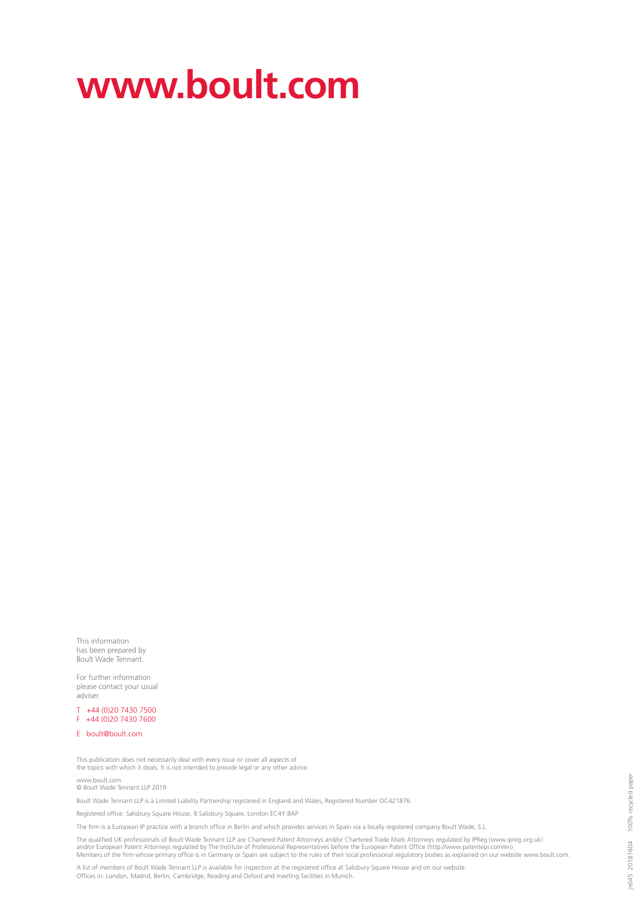# www.boult.com

This information has been prepared by Boult Wade Tennant.

For further information please contact your usual adviser.

T +44 (0)20 7430 7500
F +44 (0)20 7430 7600

E boult@boult.com

This publication does not necessarily deal with every issue or cover all aspects of the topics with which it deals. It is not intended to provide legal or any other advice.

www.boult.com
© Boult Wade Tennant LLP 2019

Boult Wade Tennant LLP is a Limited Liability Partnership registered in England and Wales, Registered Number OC421876.

Registered office: Salisbury Square House, 8 Salisbury Square, London EC4Y 8AP

The firm is a European IP practice with a branch office in Berlin and which provides services in Spain via a locally registered company Boult Wade, S.L.

The qualified UK professionals of Boult Wade Tennant LLP are Chartered Patent Attorneys and/or Chartered Trade Mark Attorneys regulated by IPReg (www.ipreg.org.uk) and/or European Patent Attorneys regulated by The Institute of Professional Representatives before the European Patent Office (http://www.patentepi.com/en). Members of the firm whose primary office is in Germany or Spain are subject to the rules of their local professional regulatory bodies as explained on our website www.boult.com.

A list of members of Boult Wade Tennant LLP is available for inspection at the registered office at Salisbury Square House and on our website. Offices in: London, Madrid, Berlin, Cambridge, Reading and Oxford and meeting facilities in Munich.

jn045 20181604 100% recycled paper